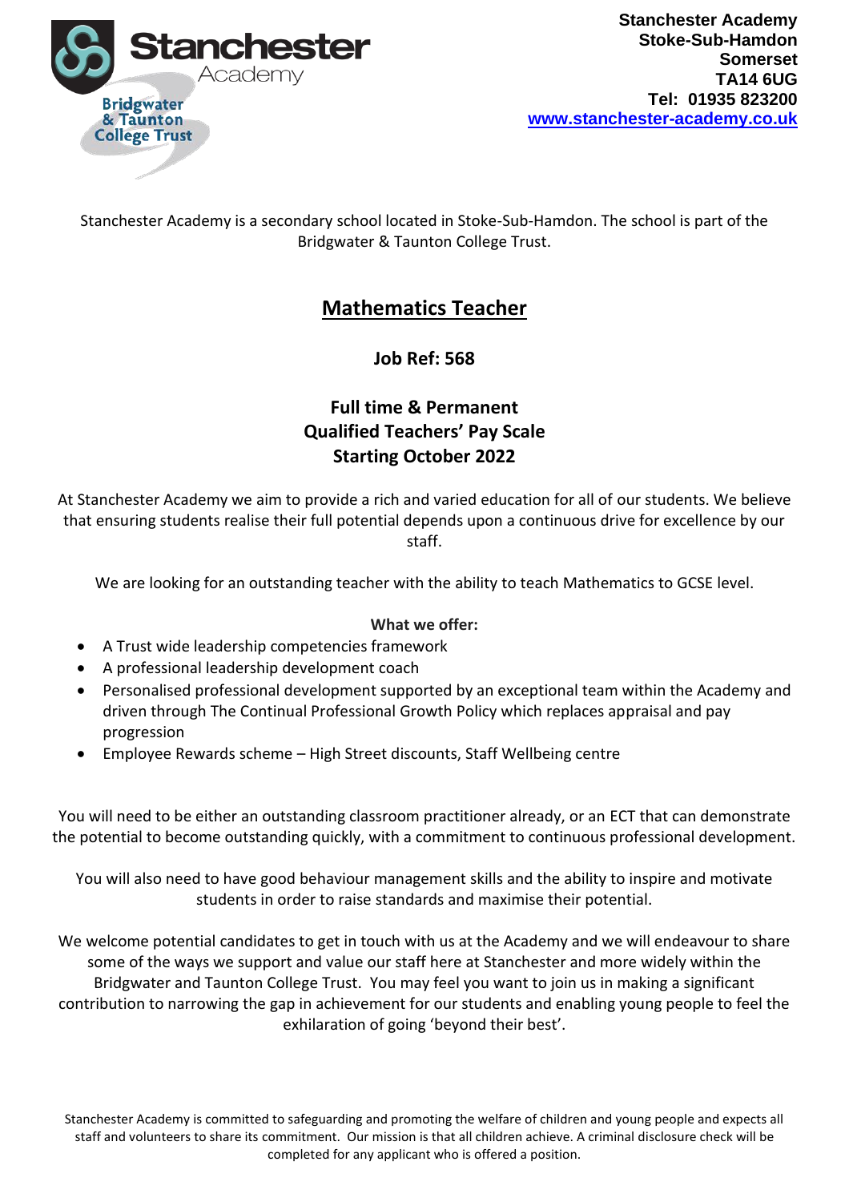Stanchester Academy
Stoke-Sub-Hamdon
Somerset
TA14 6UG
Tel: 01935 823200
www.stanchester-academy.co.uk

Stanchester Academy is a secondary school located in Stoke-Sub-Hamdon. The school is part of the Bridgwater & Taunton College Trust.

# Mathematics Teacher

**Job Ref: 568**

**Full time & Permanent**
**Qualified Teachers' Pay Scale**
**Starting October 2022**

At Stanchester Academy we aim to provide a rich and varied education for all of our students. We believe that ensuring students realise their full potential depends upon a continuous drive for excellence by our staff.

We are looking for an outstanding teacher with the ability to teach Mathematics to GCSE level.

**What we offer:**

- A Trust wide leadership competencies framework
- A professional leadership development coach
- Personalised professional development supported by an exceptional team within the Academy and driven through The Continual Professional Growth Policy which replaces appraisal and pay progression
- Employee Rewards scheme – High Street discounts, Staff Wellbeing centre

You will need to be either an outstanding classroom practitioner already, or an ECT that can demonstrate the potential to become outstanding quickly, with a commitment to continuous professional development.

You will also need to have good behaviour management skills and the ability to inspire and motivate students in order to raise standards and maximise their potential.

We welcome potential candidates to get in touch with us at the Academy and we will endeavour to share some of the ways we support and value our staff here at Stanchester and more widely within the Bridgwater and Taunton College Trust. You may feel you want to join us in making a significant contribution to narrowing the gap in achievement for our students and enabling young people to feel the exhilaration of going 'beyond their best'.

Stanchester Academy is committed to safeguarding and promoting the welfare of children and young people and expects all staff and volunteers to share its commitment. Our mission is that all children achieve. A criminal disclosure check will be completed for any applicant who is offered a position.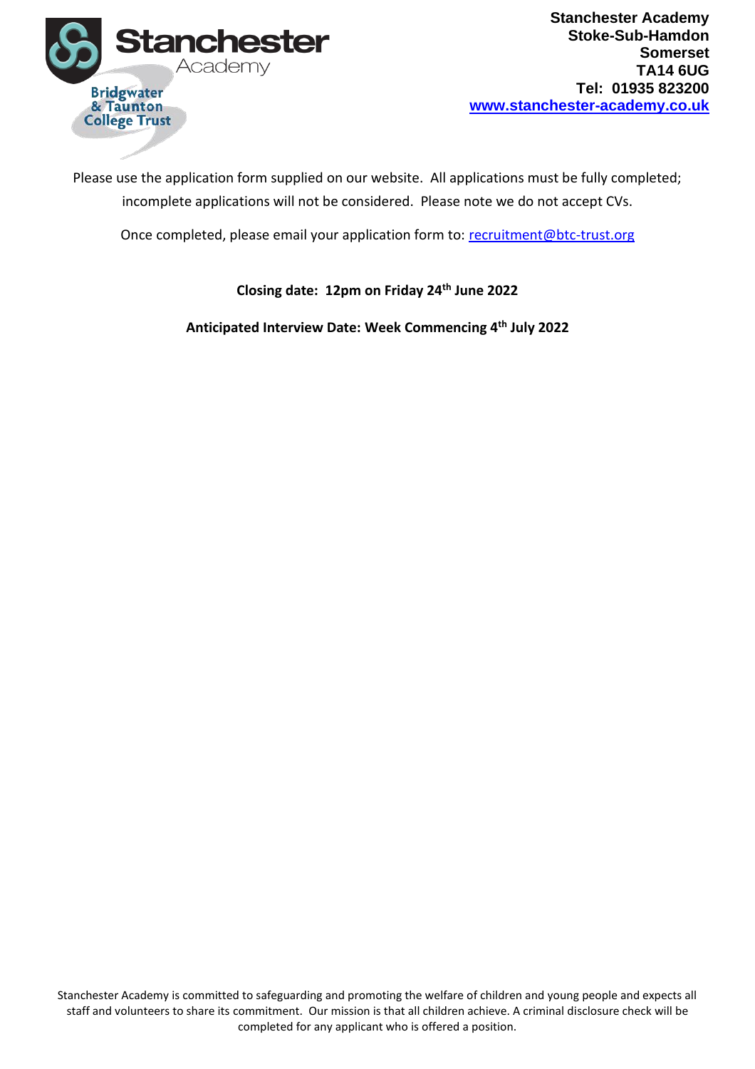**Stanchester Academy**
**Stoke-Sub-Hamdon**
**Somerset**
**TA14 6UG**
**Tel: 01935 823200**
**www.stanchester-academy.co.uk**

Please use the application form supplied on our website. All applications must be fully completed; incomplete applications will not be considered. Please note we do not accept CVs.

Once completed, please email your application form to: recruitment@btc-trust.org

**Closing date: 12pm on Friday 24th June 2022**

**Anticipated Interview Date: Week Commencing 4th July 2022**

Stanchester Academy is committed to safeguarding and promoting the welfare of children and young people and expects all staff and volunteers to share its commitment. Our mission is that all children achieve. A criminal disclosure check will be completed for any applicant who is offered a position.